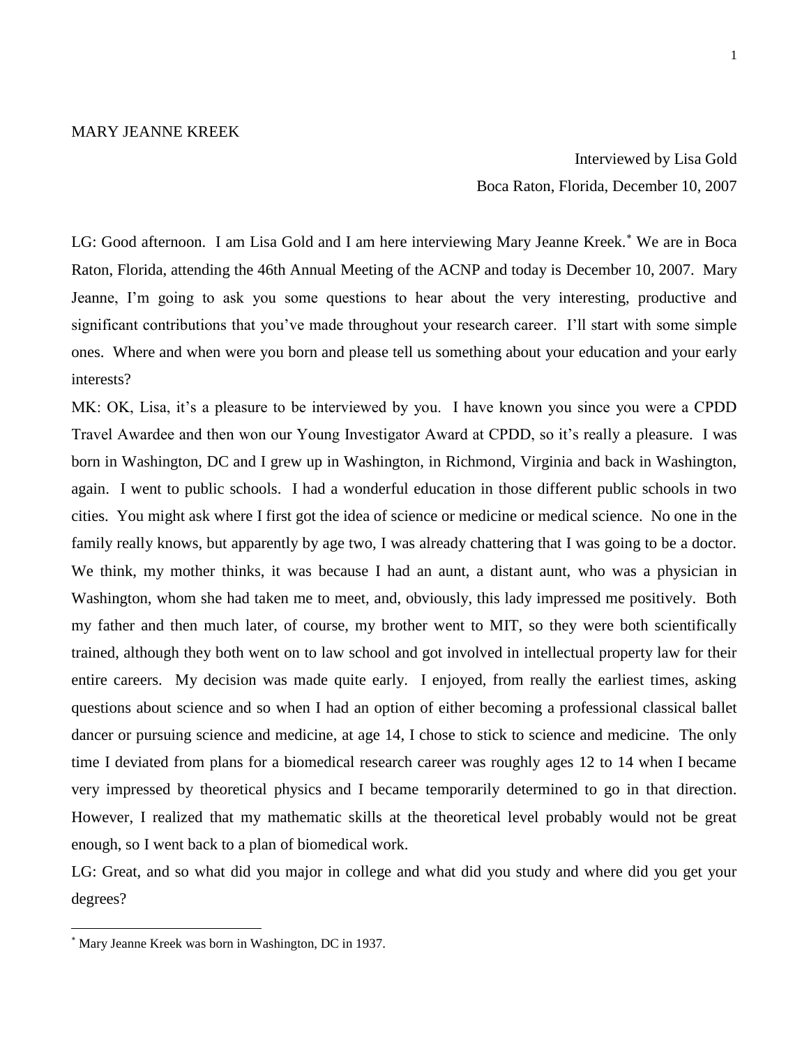MARY JEANNE KREEK

Interviewed by Lisa Gold

Boca Raton, Florida, December 10, 2007

LG: Good afternoon. I am Lisa Gold and I am here interviewing Mary Jeanne Kreek.* We are in Boca Raton, Florida, attending the 46th Annual Meeting of the ACNP and today is December 10, 2007. Mary Jeanne, I'm going to ask you some questions to hear about the very interesting, productive and significant contributions that you've made throughout your research career. I'll start with some simple ones. Where and when were you born and please tell us something about your education and your early interests?

MK: OK, Lisa, it's a pleasure to be interviewed by you. I have known you since you were a CPDD Travel Awardee and then won our Young Investigator Award at CPDD, so it's really a pleasure. I was born in Washington, DC and I grew up in Washington, in Richmond, Virginia and back in Washington, again. I went to public schools. I had a wonderful education in those different public schools in two cities. You might ask where I first got the idea of science or medicine or medical science. No one in the family really knows, but apparently by age two, I was already chattering that I was going to be a doctor. We think, my mother thinks, it was because I had an aunt, a distant aunt, who was a physician in Washington, whom she had taken me to meet, and, obviously, this lady impressed me positively. Both my father and then much later, of course, my brother went to MIT, so they were both scientifically trained, although they both went on to law school and got involved in intellectual property law for their entire careers. My decision was made quite early. I enjoyed, from really the earliest times, asking questions about science and so when I had an option of either becoming a professional classical ballet dancer or pursuing science and medicine, at age 14, I chose to stick to science and medicine. The only time I deviated from plans for a biomedical research career was roughly ages 12 to 14 when I became very impressed by theoretical physics and I became temporarily determined to go in that direction. However, I realized that my mathematic skills at the theoretical level probably would not be great enough, so I went back to a plan of biomedical work.

LG: Great, and so what did you major in college and what did you study and where did you get your degrees?

* Mary Jeanne Kreek was born in Washington, DC in 1937.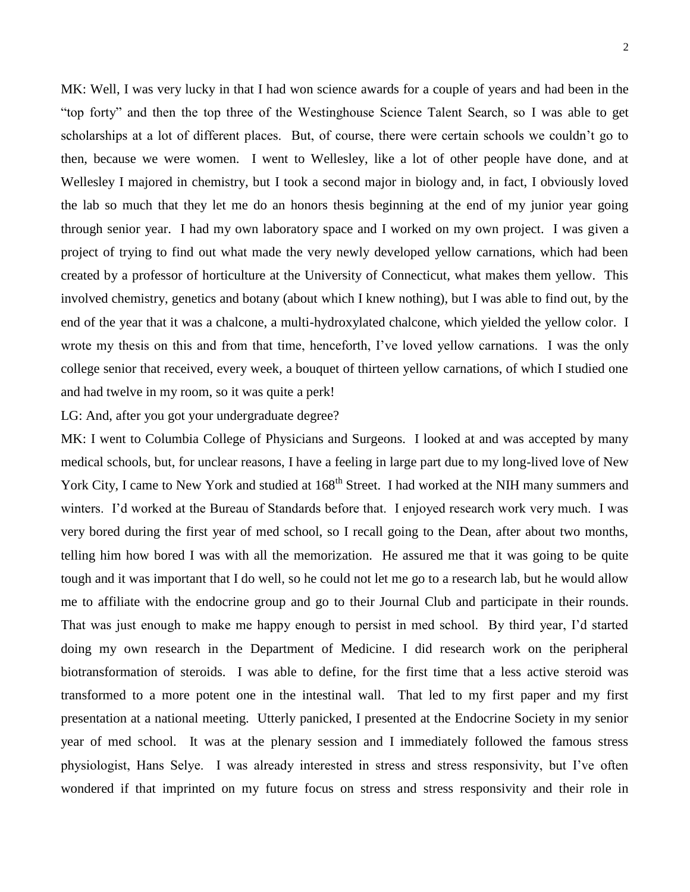MK: Well, I was very lucky in that I had won science awards for a couple of years and had been in the "top forty" and then the top three of the Westinghouse Science Talent Search, so I was able to get scholarships at a lot of different places. But, of course, there were certain schools we couldn't go to then, because we were women. I went to Wellesley, like a lot of other people have done, and at Wellesley I majored in chemistry, but I took a second major in biology and, in fact, I obviously loved the lab so much that they let me do an honors thesis beginning at the end of my junior year going through senior year. I had my own laboratory space and I worked on my own project. I was given a project of trying to find out what made the very newly developed yellow carnations, which had been created by a professor of horticulture at the University of Connecticut, what makes them yellow. This involved chemistry, genetics and botany (about which I knew nothing), but I was able to find out, by the end of the year that it was a chalcone, a multi-hydroxylated chalcone, which yielded the yellow color. I wrote my thesis on this and from that time, henceforth, I've loved yellow carnations. I was the only college senior that received, every week, a bouquet of thirteen yellow carnations, of which I studied one and had twelve in my room, so it was quite a perk!

LG: And, after you got your undergraduate degree?

MK: I went to Columbia College of Physicians and Surgeons. I looked at and was accepted by many medical schools, but, for unclear reasons, I have a feeling in large part due to my long-lived love of New York City, I came to New York and studied at 168th Street. I had worked at the NIH many summers and winters. I'd worked at the Bureau of Standards before that. I enjoyed research work very much. I was very bored during the first year of med school, so I recall going to the Dean, after about two months, telling him how bored I was with all the memorization. He assured me that it was going to be quite tough and it was important that I do well, so he could not let me go to a research lab, but he would allow me to affiliate with the endocrine group and go to their Journal Club and participate in their rounds. That was just enough to make me happy enough to persist in med school. By third year, I'd started doing my own research in the Department of Medicine. I did research work on the peripheral biotransformation of steroids. I was able to define, for the first time that a less active steroid was transformed to a more potent one in the intestinal wall. That led to my first paper and my first presentation at a national meeting. Utterly panicked, I presented at the Endocrine Society in my senior year of med school. It was at the plenary session and I immediately followed the famous stress physiologist, Hans Selye. I was already interested in stress and stress responsivity, but I've often wondered if that imprinted on my future focus on stress and stress responsivity and their role in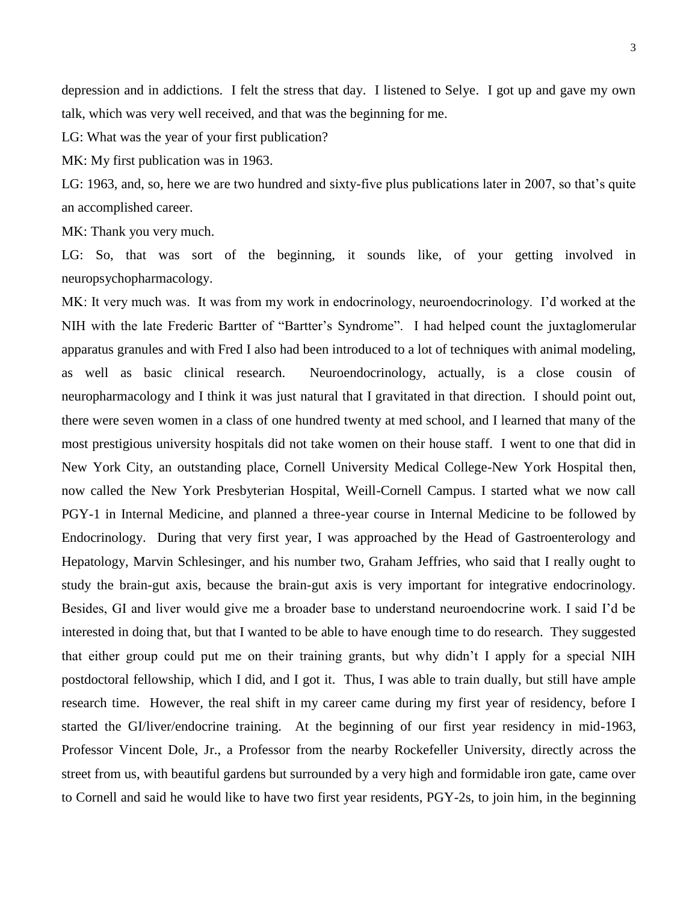depression and in addictions. I felt the stress that day. I listened to Selye. I got up and gave my own talk, which was very well received, and that was the beginning for me.

LG: What was the year of your first publication?

MK: My first publication was in 1963.

LG: 1963, and, so, here we are two hundred and sixty-five plus publications later in 2007, so that's quite an accomplished career.

MK: Thank you very much.

LG: So, that was sort of the beginning, it sounds like, of your getting involved in neuropsychopharmacology.

MK: It very much was. It was from my work in endocrinology, neuroendocrinology. I'd worked at the NIH with the late Frederic Bartter of "Bartter's Syndrome". I had helped count the juxtaglomerular apparatus granules and with Fred I also had been introduced to a lot of techniques with animal modeling, as well as basic clinical research. Neuroendocrinology, actually, is a close cousin of neuropharmacology and I think it was just natural that I gravitated in that direction. I should point out, there were seven women in a class of one hundred twenty at med school, and I learned that many of the most prestigious university hospitals did not take women on their house staff. I went to one that did in New York City, an outstanding place, Cornell University Medical College-New York Hospital then, now called the New York Presbyterian Hospital, Weill-Cornell Campus. I started what we now call PGY-1 in Internal Medicine, and planned a three-year course in Internal Medicine to be followed by Endocrinology. During that very first year, I was approached by the Head of Gastroenterology and Hepatology, Marvin Schlesinger, and his number two, Graham Jeffries, who said that I really ought to study the brain-gut axis, because the brain-gut axis is very important for integrative endocrinology. Besides, GI and liver would give me a broader base to understand neuroendocrine work. I said I'd be interested in doing that, but that I wanted to be able to have enough time to do research. They suggested that either group could put me on their training grants, but why didn't I apply for a special NIH postdoctoral fellowship, which I did, and I got it. Thus, I was able to train dually, but still have ample research time. However, the real shift in my career came during my first year of residency, before I started the GI/liver/endocrine training. At the beginning of our first year residency in mid-1963, Professor Vincent Dole, Jr., a Professor from the nearby Rockefeller University, directly across the street from us, with beautiful gardens but surrounded by a very high and formidable iron gate, came over to Cornell and said he would like to have two first year residents, PGY-2s, to join him, in the beginning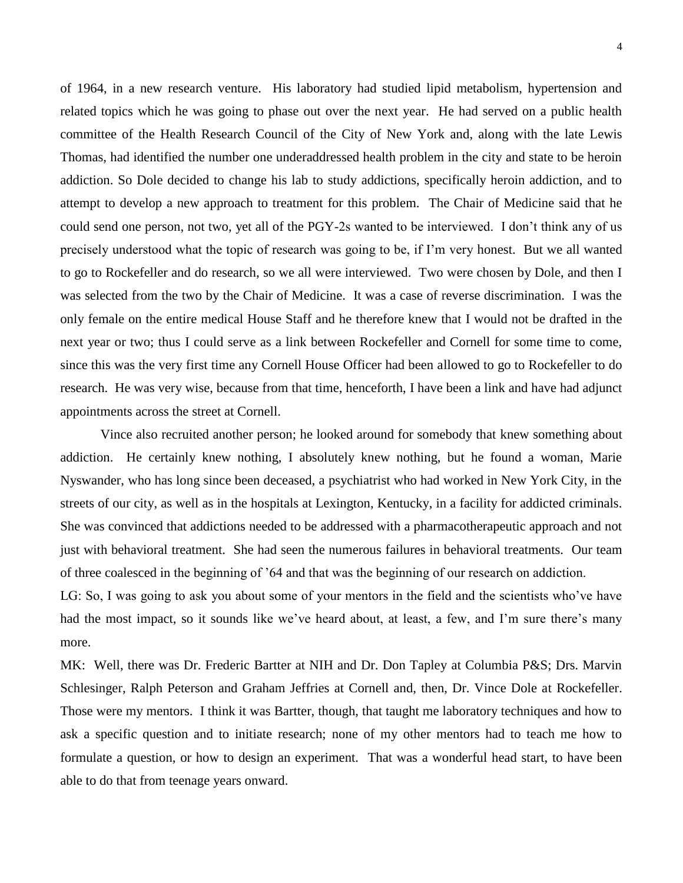of 1964, in a new research venture. His laboratory had studied lipid metabolism, hypertension and related topics which he was going to phase out over the next year. He had served on a public health committee of the Health Research Council of the City of New York and, along with the late Lewis Thomas, had identified the number one underaddressed health problem in the city and state to be heroin addiction. So Dole decided to change his lab to study addictions, specifically heroin addiction, and to attempt to develop a new approach to treatment for this problem. The Chair of Medicine said that he could send one person, not two, yet all of the PGY-2s wanted to be interviewed. I don't think any of us precisely understood what the topic of research was going to be, if I'm very honest. But we all wanted to go to Rockefeller and do research, so we all were interviewed. Two were chosen by Dole, and then I was selected from the two by the Chair of Medicine. It was a case of reverse discrimination. I was the only female on the entire medical House Staff and he therefore knew that I would not be drafted in the next year or two; thus I could serve as a link between Rockefeller and Cornell for some time to come, since this was the very first time any Cornell House Officer had been allowed to go to Rockefeller to do research. He was very wise, because from that time, henceforth, I have been a link and have had adjunct appointments across the street at Cornell.

Vince also recruited another person; he looked around for somebody that knew something about addiction. He certainly knew nothing, I absolutely knew nothing, but he found a woman, Marie Nyswander, who has long since been deceased, a psychiatrist who had worked in New York City, in the streets of our city, as well as in the hospitals at Lexington, Kentucky, in a facility for addicted criminals. She was convinced that addictions needed to be addressed with a pharmacotherapeutic approach and not just with behavioral treatment. She had seen the numerous failures in behavioral treatments. Our team of three coalesced in the beginning of '64 and that was the beginning of our research on addiction.

LG: So, I was going to ask you about some of your mentors in the field and the scientists who've have had the most impact, so it sounds like we've heard about, at least, a few, and I'm sure there's many more.

MK: Well, there was Dr. Frederic Bartter at NIH and Dr. Don Tapley at Columbia P&S; Drs. Marvin Schlesinger, Ralph Peterson and Graham Jeffries at Cornell and, then, Dr. Vince Dole at Rockefeller. Those were my mentors. I think it was Bartter, though, that taught me laboratory techniques and how to ask a specific question and to initiate research; none of my other mentors had to teach me how to formulate a question, or how to design an experiment. That was a wonderful head start, to have been able to do that from teenage years onward.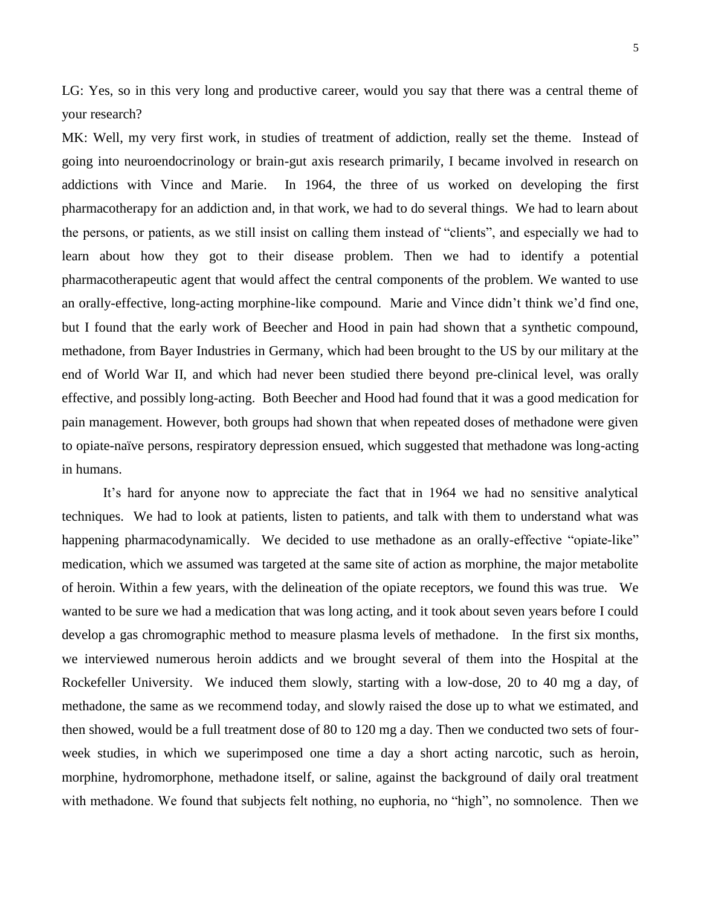LG: Yes, so in this very long and productive career, would you say that there was a central theme of your research?

MK: Well, my very first work, in studies of treatment of addiction, really set the theme. Instead of going into neuroendocrinology or brain-gut axis research primarily, I became involved in research on addictions with Vince and Marie. In 1964, the three of us worked on developing the first pharmacotherapy for an addiction and, in that work, we had to do several things. We had to learn about the persons, or patients, as we still insist on calling them instead of "clients", and especially we had to learn about how they got to their disease problem. Then we had to identify a potential pharmacotherapeutic agent that would affect the central components of the problem. We wanted to use an orally-effective, long-acting morphine-like compound. Marie and Vince didn't think we'd find one, but I found that the early work of Beecher and Hood in pain had shown that a synthetic compound, methadone, from Bayer Industries in Germany, which had been brought to the US by our military at the end of World War II, and which had never been studied there beyond pre-clinical level, was orally effective, and possibly long-acting. Both Beecher and Hood had found that it was a good medication for pain management. However, both groups had shown that when repeated doses of methadone were given to opiate-naïve persons, respiratory depression ensued, which suggested that methadone was long-acting in humans.

It's hard for anyone now to appreciate the fact that in 1964 we had no sensitive analytical techniques. We had to look at patients, listen to patients, and talk with them to understand what was happening pharmacodynamically. We decided to use methadone as an orally-effective "opiate-like" medication, which we assumed was targeted at the same site of action as morphine, the major metabolite of heroin. Within a few years, with the delineation of the opiate receptors, we found this was true. We wanted to be sure we had a medication that was long acting, and it took about seven years before I could develop a gas chromographic method to measure plasma levels of methadone. In the first six months, we interviewed numerous heroin addicts and we brought several of them into the Hospital at the Rockefeller University. We induced them slowly, starting with a low-dose, 20 to 40 mg a day, of methadone, the same as we recommend today, and slowly raised the dose up to what we estimated, and then showed, would be a full treatment dose of 80 to 120 mg a day. Then we conducted two sets of four-week studies, in which we superimposed one time a day a short acting narcotic, such as heroin, morphine, hydromorphone, methadone itself, or saline, against the background of daily oral treatment with methadone. We found that subjects felt nothing, no euphoria, no "high", no somnolence. Then we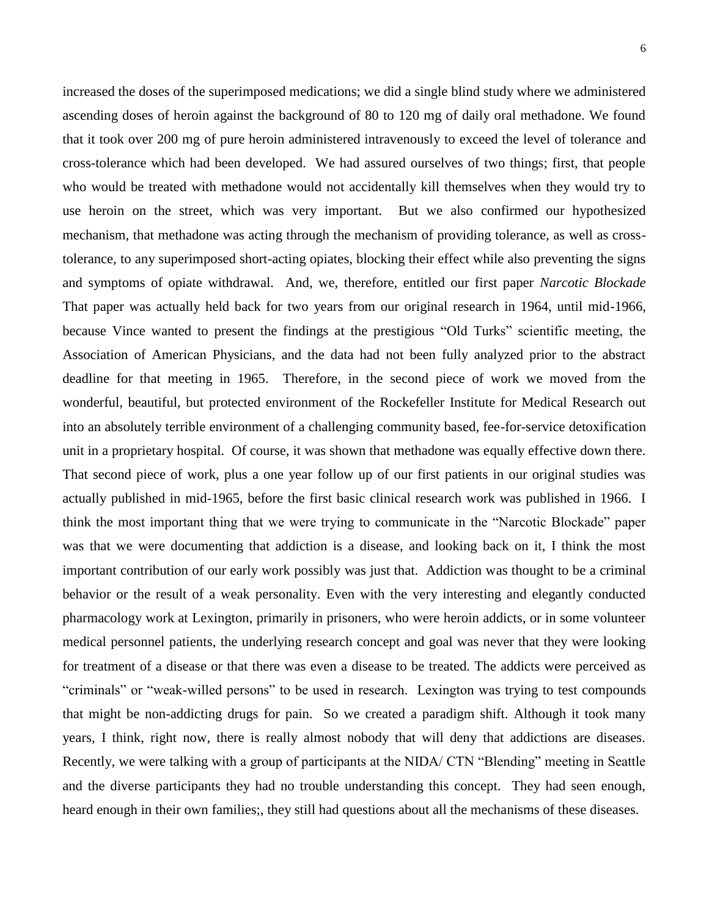increased the doses of the superimposed medications; we did a single blind study where we administered ascending doses of heroin against the background of 80 to 120 mg of daily oral methadone. We found that it took over 200 mg of pure heroin administered intravenously to exceed the level of tolerance and cross-tolerance which had been developed. We had assured ourselves of two things; first, that people who would be treated with methadone would not accidentally kill themselves when they would try to use heroin on the street, which was very important. But we also confirmed our hypothesized mechanism, that methadone was acting through the mechanism of providing tolerance, as well as cross-tolerance, to any superimposed short-acting opiates, blocking their effect while also preventing the signs and symptoms of opiate withdrawal. And, we, therefore, entitled our first paper *Narcotic Blockade* That paper was actually held back for two years from our original research in 1964, until mid-1966, because Vince wanted to present the findings at the prestigious "Old Turks" scientific meeting, the Association of American Physicians, and the data had not been fully analyzed prior to the abstract deadline for that meeting in 1965. Therefore, in the second piece of work we moved from the wonderful, beautiful, but protected environment of the Rockefeller Institute for Medical Research out into an absolutely terrible environment of a challenging community based, fee-for-service detoxification unit in a proprietary hospital. Of course, it was shown that methadone was equally effective down there. That second piece of work, plus a one year follow up of our first patients in our original studies was actually published in mid-1965, before the first basic clinical research work was published in 1966. I think the most important thing that we were trying to communicate in the "Narcotic Blockade" paper was that we were documenting that addiction is a disease, and looking back on it, I think the most important contribution of our early work possibly was just that. Addiction was thought to be a criminal behavior or the result of a weak personality. Even with the very interesting and elegantly conducted pharmacology work at Lexington, primarily in prisoners, who were heroin addicts, or in some volunteer medical personnel patients, the underlying research concept and goal was never that they were looking for treatment of a disease or that there was even a disease to be treated. The addicts were perceived as "criminals" or "weak-willed persons" to be used in research. Lexington was trying to test compounds that might be non-addicting drugs for pain. So we created a paradigm shift. Although it took many years, I think, right now, there is really almost nobody that will deny that addictions are diseases. Recently, we were talking with a group of participants at the NIDA/ CTN "Blending" meeting in Seattle and the diverse participants they had no trouble understanding this concept. They had seen enough, heard enough in their own families;, they still had questions about all the mechanisms of these diseases.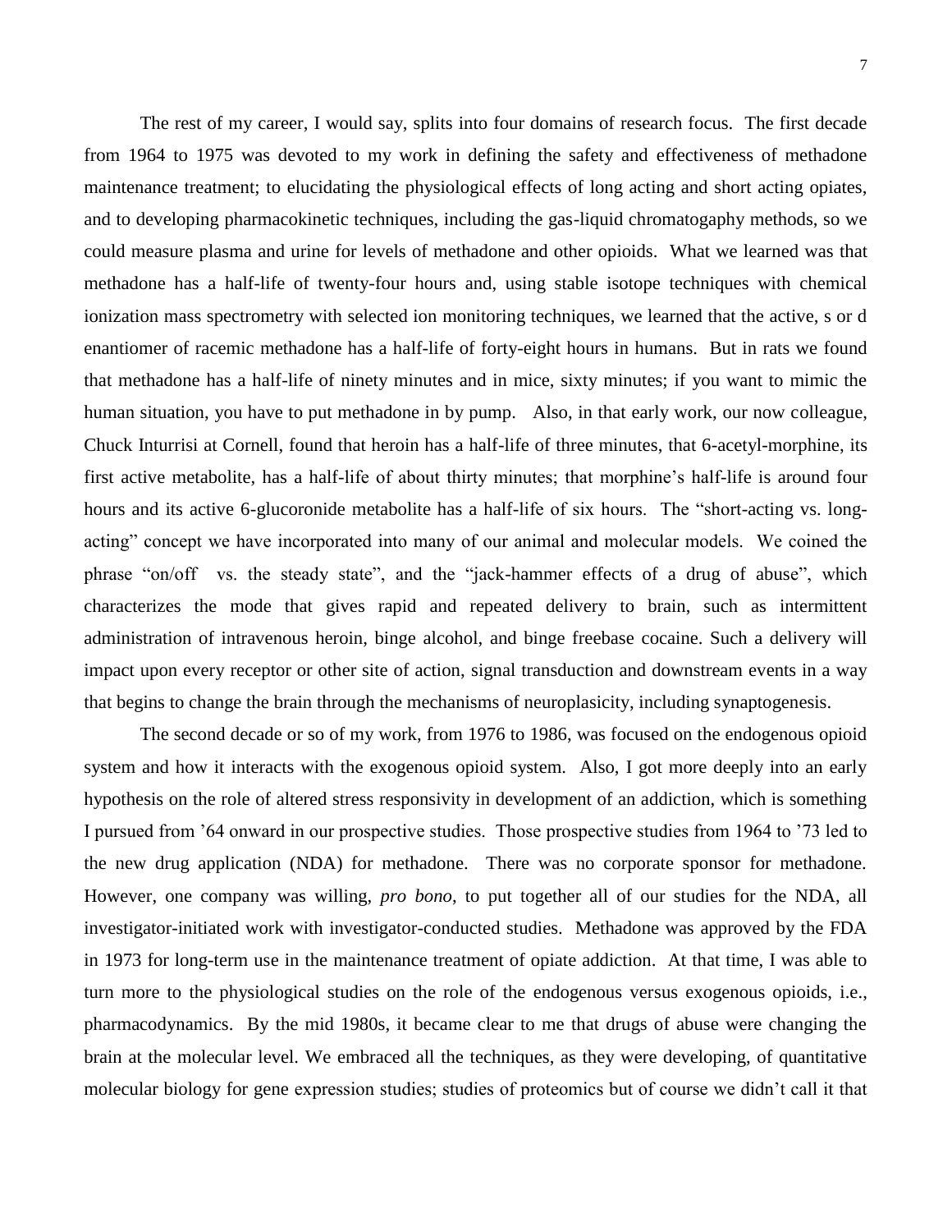The rest of my career, I would say, splits into four domains of research focus. The first decade from 1964 to 1975 was devoted to my work in defining the safety and effectiveness of methadone maintenance treatment; to elucidating the physiological effects of long acting and short acting opiates, and to developing pharmacokinetic techniques, including the gas-liquid chromatogaphy methods, so we could measure plasma and urine for levels of methadone and other opioids. What we learned was that methadone has a half-life of twenty-four hours and, using stable isotope techniques with chemical ionization mass spectrometry with selected ion monitoring techniques, we learned that the active, s or d enantiomer of racemic methadone has a half-life of forty-eight hours in humans. But in rats we found that methadone has a half-life of ninety minutes and in mice, sixty minutes; if you want to mimic the human situation, you have to put methadone in by pump. Also, in that early work, our now colleague, Chuck Inturrisi at Cornell, found that heroin has a half-life of three minutes, that 6-acetyl-morphine, its first active metabolite, has a half-life of about thirty minutes; that morphine's half-life is around four hours and its active 6-glucoronide metabolite has a half-life of six hours. The "short-acting vs. long-acting" concept we have incorporated into many of our animal and molecular models. We coined the phrase "on/off vs. the steady state", and the "jack-hammer effects of a drug of abuse", which characterizes the mode that gives rapid and repeated delivery to brain, such as intermittent administration of intravenous heroin, binge alcohol, and binge freebase cocaine. Such a delivery will impact upon every receptor or other site of action, signal transduction and downstream events in a way that begins to change the brain through the mechanisms of neuroplasicity, including synaptogenesis.

The second decade or so of my work, from 1976 to 1986, was focused on the endogenous opioid system and how it interacts with the exogenous opioid system. Also, I got more deeply into an early hypothesis on the role of altered stress responsivity in development of an addiction, which is something I pursued from '64 onward in our prospective studies. Those prospective studies from 1964 to '73 led to the new drug application (NDA) for methadone. There was no corporate sponsor for methadone. However, one company was willing, *pro bono*, to put together all of our studies for the NDA, all investigator-initiated work with investigator-conducted studies. Methadone was approved by the FDA in 1973 for long-term use in the maintenance treatment of opiate addiction. At that time, I was able to turn more to the physiological studies on the role of the endogenous versus exogenous opioids, i.e., pharmacodynamics. By the mid 1980s, it became clear to me that drugs of abuse were changing the brain at the molecular level. We embraced all the techniques, as they were developing, of quantitative molecular biology for gene expression studies; studies of proteomics but of course we didn't call it that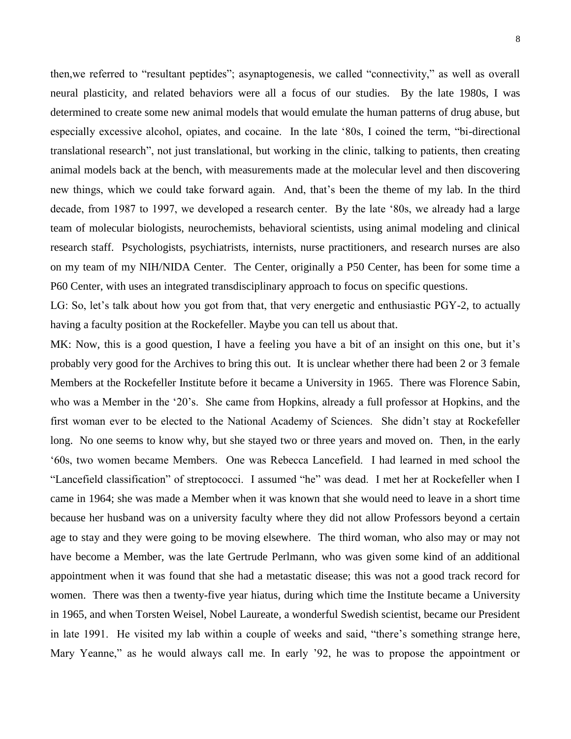then,we referred to "resultant peptides"; asynaptogenesis, we called "connectivity," as well as overall neural plasticity, and related behaviors were all a focus of our studies. By the late 1980s, I was determined to create some new animal models that would emulate the human patterns of drug abuse, but especially excessive alcohol, opiates, and cocaine. In the late '80s, I coined the term, "bi-directional translational research", not just translational, but working in the clinic, talking to patients, then creating animal models back at the bench, with measurements made at the molecular level and then discovering new things, which we could take forward again. And, that's been the theme of my lab. In the third decade, from 1987 to 1997, we developed a research center. By the late '80s, we already had a large team of molecular biologists, neurochemists, behavioral scientists, using animal modeling and clinical research staff. Psychologists, psychiatrists, internists, nurse practitioners, and research nurses are also on my team of my NIH/NIDA Center. The Center, originally a P50 Center, has been for some time a P60 Center, with uses an integrated transdisciplinary approach to focus on specific questions.

LG: So, let's talk about how you got from that, that very energetic and enthusiastic PGY-2, to actually having a faculty position at the Rockefeller. Maybe you can tell us about that.

MK: Now, this is a good question, I have a feeling you have a bit of an insight on this one, but it's probably very good for the Archives to bring this out. It is unclear whether there had been 2 or 3 female Members at the Rockefeller Institute before it became a University in 1965. There was Florence Sabin, who was a Member in the '20's. She came from Hopkins, already a full professor at Hopkins, and the first woman ever to be elected to the National Academy of Sciences. She didn't stay at Rockefeller long. No one seems to know why, but she stayed two or three years and moved on. Then, in the early '60s, two women became Members. One was Rebecca Lancefield. I had learned in med school the "Lancefield classification" of streptococci. I assumed "he" was dead. I met her at Rockefeller when I came in 1964; she was made a Member when it was known that she would need to leave in a short time because her husband was on a university faculty where they did not allow Professors beyond a certain age to stay and they were going to be moving elsewhere. The third woman, who also may or may not have become a Member, was the late Gertrude Perlmann, who was given some kind of an additional appointment when it was found that she had a metastatic disease; this was not a good track record for women. There was then a twenty-five year hiatus, during which time the Institute became a University in 1965, and when Torsten Weisel, Nobel Laureate, a wonderful Swedish scientist, became our President in late 1991. He visited my lab within a couple of weeks and said, "there's something strange here, Mary Yeanne," as he would always call me. In early '92, he was to propose the appointment or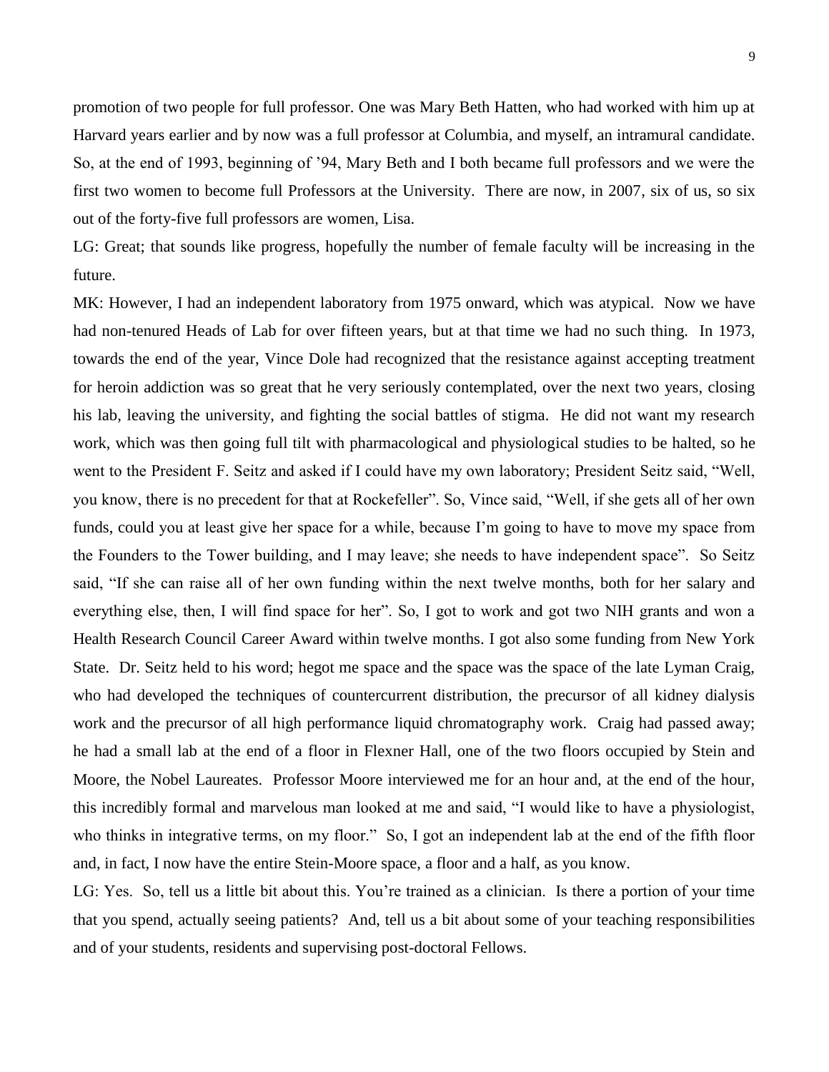promotion of two people for full professor. One was Mary Beth Hatten, who had worked with him up at Harvard years earlier and by now was a full professor at Columbia, and myself, an intramural candidate. So, at the end of 1993, beginning of '94, Mary Beth and I both became full professors and we were the first two women to become full Professors at the University. There are now, in 2007, six of us, so six out of the forty-five full professors are women, Lisa.

LG: Great; that sounds like progress, hopefully the number of female faculty will be increasing in the future.

MK: However, I had an independent laboratory from 1975 onward, which was atypical. Now we have had non-tenured Heads of Lab for over fifteen years, but at that time we had no such thing. In 1973, towards the end of the year, Vince Dole had recognized that the resistance against accepting treatment for heroin addiction was so great that he very seriously contemplated, over the next two years, closing his lab, leaving the university, and fighting the social battles of stigma. He did not want my research work, which was then going full tilt with pharmacological and physiological studies to be halted, so he went to the President F. Seitz and asked if I could have my own laboratory; President Seitz said, "Well, you know, there is no precedent for that at Rockefeller". So, Vince said, "Well, if she gets all of her own funds, could you at least give her space for a while, because I'm going to have to move my space from the Founders to the Tower building, and I may leave; she needs to have independent space". So Seitz said, "If she can raise all of her own funding within the next twelve months, both for her salary and everything else, then, I will find space for her". So, I got to work and got two NIH grants and won a Health Research Council Career Award within twelve months. I got also some funding from New York State. Dr. Seitz held to his word; hegot me space and the space was the space of the late Lyman Craig, who had developed the techniques of countercurrent distribution, the precursor of all kidney dialysis work and the precursor of all high performance liquid chromatography work. Craig had passed away; he had a small lab at the end of a floor in Flexner Hall, one of the two floors occupied by Stein and Moore, the Nobel Laureates. Professor Moore interviewed me for an hour and, at the end of the hour, this incredibly formal and marvelous man looked at me and said, "I would like to have a physiologist, who thinks in integrative terms, on my floor." So, I got an independent lab at the end of the fifth floor and, in fact, I now have the entire Stein-Moore space, a floor and a half, as you know.

LG: Yes. So, tell us a little bit about this. You're trained as a clinician. Is there a portion of your time that you spend, actually seeing patients? And, tell us a bit about some of your teaching responsibilities and of your students, residents and supervising post-doctoral Fellows.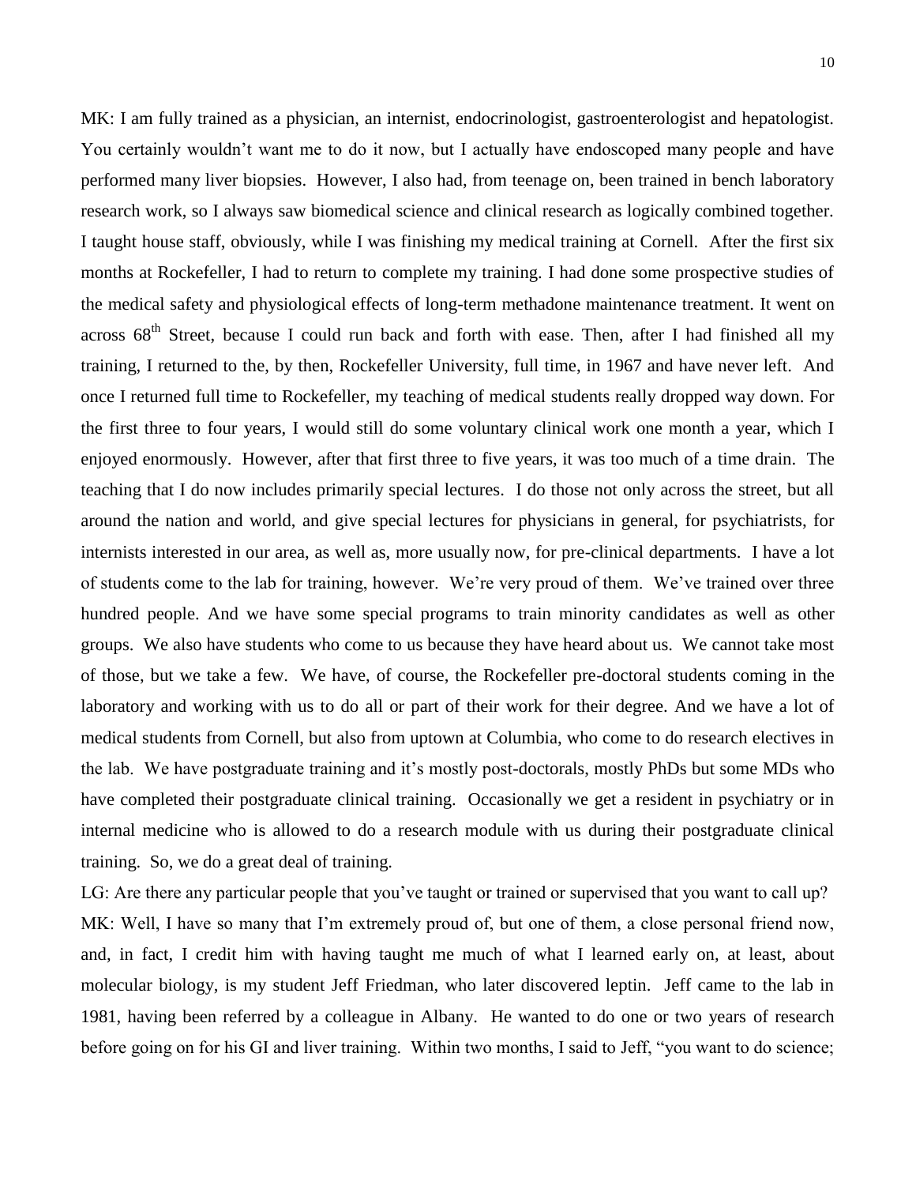MK: I am fully trained as a physician, an internist, endocrinologist, gastroenterologist and hepatologist. You certainly wouldn't want me to do it now, but I actually have endoscoped many people and have performed many liver biopsies. However, I also had, from teenage on, been trained in bench laboratory research work, so I always saw biomedical science and clinical research as logically combined together. I taught house staff, obviously, while I was finishing my medical training at Cornell. After the first six months at Rockefeller, I had to return to complete my training. I had done some prospective studies of the medical safety and physiological effects of long-term methadone maintenance treatment. It went on across 68th Street, because I could run back and forth with ease. Then, after I had finished all my training, I returned to the, by then, Rockefeller University, full time, in 1967 and have never left. And once I returned full time to Rockefeller, my teaching of medical students really dropped way down. For the first three to four years, I would still do some voluntary clinical work one month a year, which I enjoyed enormously. However, after that first three to five years, it was too much of a time drain. The teaching that I do now includes primarily special lectures. I do those not only across the street, but all around the nation and world, and give special lectures for physicians in general, for psychiatrists, for internists interested in our area, as well as, more usually now, for pre-clinical departments. I have a lot of students come to the lab for training, however. We're very proud of them. We've trained over three hundred people. And we have some special programs to train minority candidates as well as other groups. We also have students who come to us because they have heard about us. We cannot take most of those, but we take a few. We have, of course, the Rockefeller pre-doctoral students coming in the laboratory and working with us to do all or part of their work for their degree. And we have a lot of medical students from Cornell, but also from uptown at Columbia, who come to do research electives in the lab. We have postgraduate training and it's mostly post-doctorals, mostly PhDs but some MDs who have completed their postgraduate clinical training. Occasionally we get a resident in psychiatry or in internal medicine who is allowed to do a research module with us during their postgraduate clinical training. So, we do a great deal of training.

LG: Are there any particular people that you've taught or trained or supervised that you want to call up?

MK: Well, I have so many that I'm extremely proud of, but one of them, a close personal friend now, and, in fact, I credit him with having taught me much of what I learned early on, at least, about molecular biology, is my student Jeff Friedman, who later discovered leptin. Jeff came to the lab in 1981, having been referred by a colleague in Albany. He wanted to do one or two years of research before going on for his GI and liver training. Within two months, I said to Jeff, "you want to do science;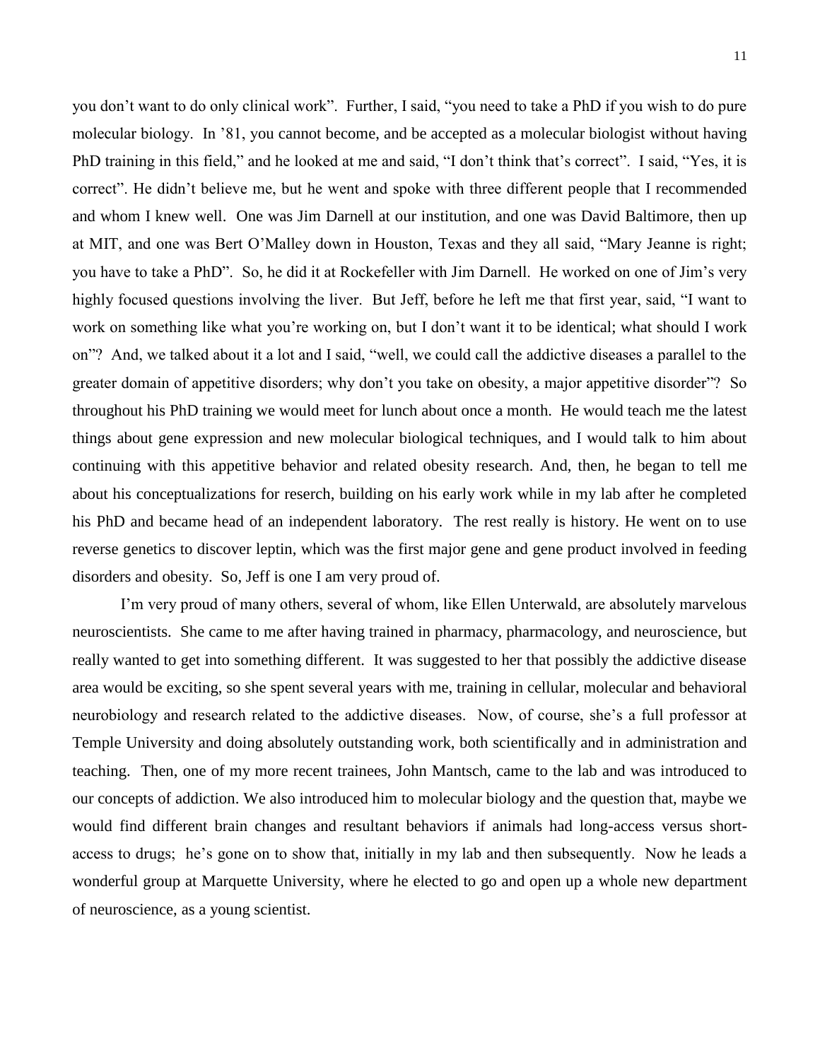you don't want to do only clinical work". Further, I said, "you need to take a PhD if you wish to do pure molecular biology. In '81, you cannot become, and be accepted as a molecular biologist without having PhD training in this field," and he looked at me and said, "I don't think that's correct". I said, "Yes, it is correct". He didn't believe me, but he went and spoke with three different people that I recommended and whom I knew well. One was Jim Darnell at our institution, and one was David Baltimore, then up at MIT, and one was Bert O'Malley down in Houston, Texas and they all said, "Mary Jeanne is right; you have to take a PhD". So, he did it at Rockefeller with Jim Darnell. He worked on one of Jim's very highly focused questions involving the liver. But Jeff, before he left me that first year, said, "I want to work on something like what you're working on, but I don't want it to be identical; what should I work on"? And, we talked about it a lot and I said, "well, we could call the addictive diseases a parallel to the greater domain of appetitive disorders; why don't you take on obesity, a major appetitive disorder"? So throughout his PhD training we would meet for lunch about once a month. He would teach me the latest things about gene expression and new molecular biological techniques, and I would talk to him about continuing with this appetitive behavior and related obesity research. And, then, he began to tell me about his conceptualizations for reserch, building on his early work while in my lab after he completed his PhD and became head of an independent laboratory. The rest really is history. He went on to use reverse genetics to discover leptin, which was the first major gene and gene product involved in feeding disorders and obesity. So, Jeff is one I am very proud of.

I'm very proud of many others, several of whom, like Ellen Unterwald, are absolutely marvelous neuroscientists. She came to me after having trained in pharmacy, pharmacology, and neuroscience, but really wanted to get into something different. It was suggested to her that possibly the addictive disease area would be exciting, so she spent several years with me, training in cellular, molecular and behavioral neurobiology and research related to the addictive diseases. Now, of course, she's a full professor at Temple University and doing absolutely outstanding work, both scientifically and in administration and teaching. Then, one of my more recent trainees, John Mantsch, came to the lab and was introduced to our concepts of addiction. We also introduced him to molecular biology and the question that, maybe we would find different brain changes and resultant behaviors if animals had long-access versus short-access to drugs; he's gone on to show that, initially in my lab and then subsequently. Now he leads a wonderful group at Marquette University, where he elected to go and open up a whole new department of neuroscience, as a young scientist.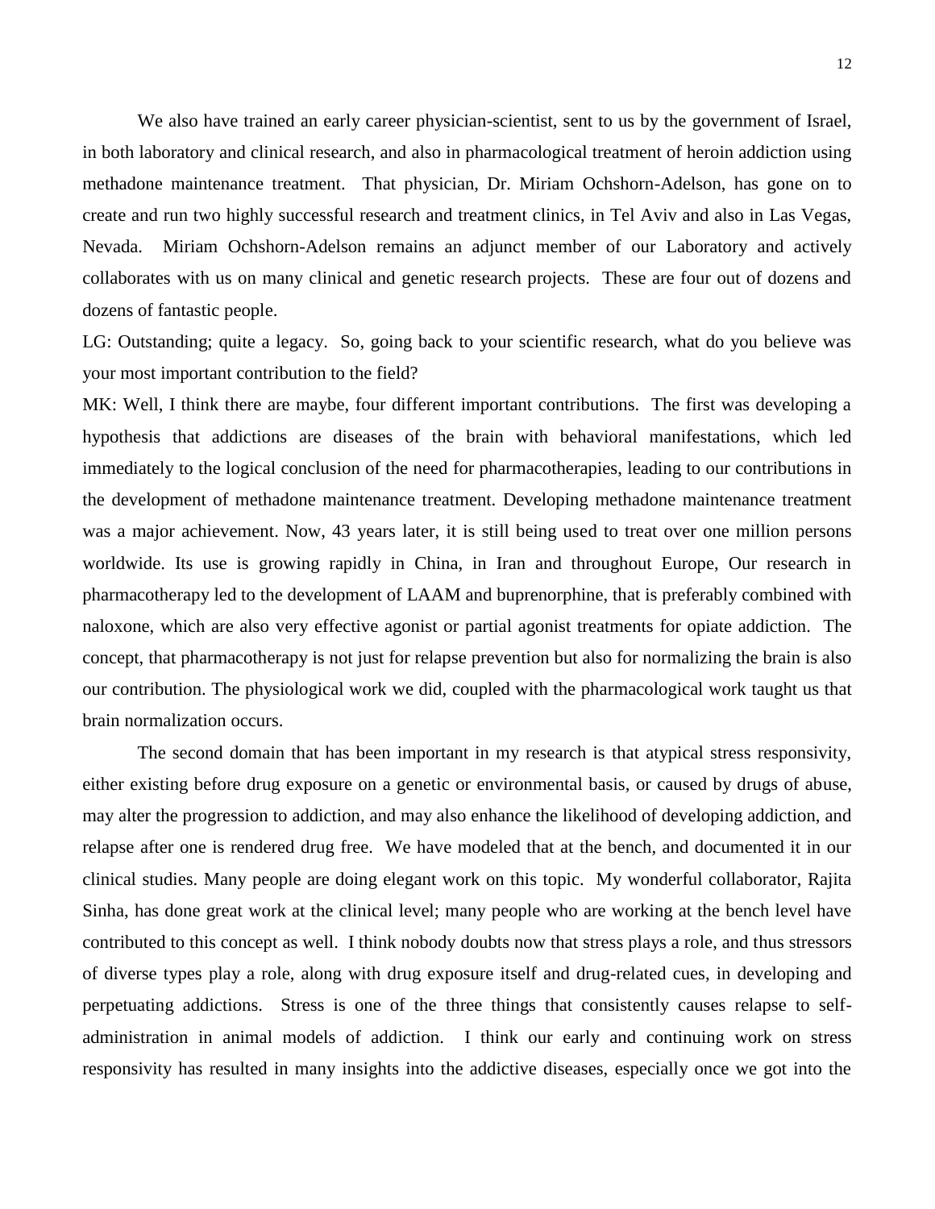We also have trained an early career physician-scientist, sent to us by the government of Israel, in both laboratory and clinical research, and also in pharmacological treatment of heroin addiction using methadone maintenance treatment. That physician, Dr. Miriam Ochshorn-Adelson, has gone on to create and run two highly successful research and treatment clinics, in Tel Aviv and also in Las Vegas, Nevada. Miriam Ochshorn-Adelson remains an adjunct member of our Laboratory and actively collaborates with us on many clinical and genetic research projects. These are four out of dozens and dozens of fantastic people.

LG: Outstanding; quite a legacy. So, going back to your scientific research, what do you believe was your most important contribution to the field?

MK: Well, I think there are maybe, four different important contributions. The first was developing a hypothesis that addictions are diseases of the brain with behavioral manifestations, which led immediately to the logical conclusion of the need for pharmacotherapies, leading to our contributions in the development of methadone maintenance treatment. Developing methadone maintenance treatment was a major achievement. Now, 43 years later, it is still being used to treat over one million persons worldwide. Its use is growing rapidly in China, in Iran and throughout Europe, Our research in pharmacotherapy led to the development of LAAM and buprenorphine, that is preferably combined with naloxone, which are also very effective agonist or partial agonist treatments for opiate addiction. The concept, that pharmacotherapy is not just for relapse prevention but also for normalizing the brain is also our contribution. The physiological work we did, coupled with the pharmacological work taught us that brain normalization occurs.

The second domain that has been important in my research is that atypical stress responsivity, either existing before drug exposure on a genetic or environmental basis, or caused by drugs of abuse, may alter the progression to addiction, and may also enhance the likelihood of developing addiction, and relapse after one is rendered drug free. We have modeled that at the bench, and documented it in our clinical studies. Many people are doing elegant work on this topic. My wonderful collaborator, Rajita Sinha, has done great work at the clinical level; many people who are working at the bench level have contributed to this concept as well. I think nobody doubts now that stress plays a role, and thus stressors of diverse types play a role, along with drug exposure itself and drug-related cues, in developing and perpetuating addictions. Stress is one of the three things that consistently causes relapse to self-administration in animal models of addiction. I think our early and continuing work on stress responsivity has resulted in many insights into the addictive diseases, especially once we got into the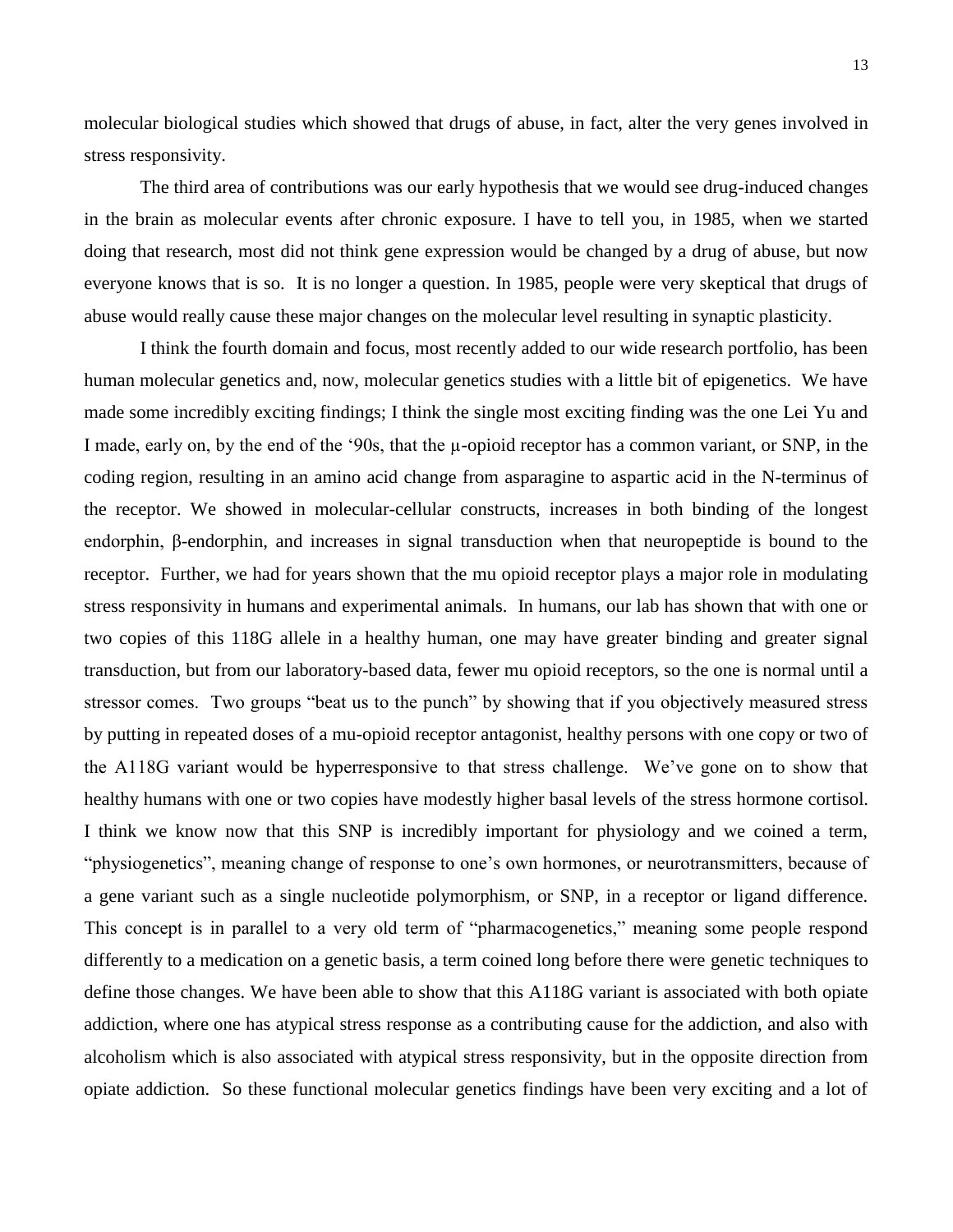molecular biological studies which showed that drugs of abuse, in fact, alter the very genes involved in stress responsivity.

The third area of contributions was our early hypothesis that we would see drug-induced changes in the brain as molecular events after chronic exposure. I have to tell you, in 1985, when we started doing that research, most did not think gene expression would be changed by a drug of abuse, but now everyone knows that is so. It is no longer a question. In 1985, people were very skeptical that drugs of abuse would really cause these major changes on the molecular level resulting in synaptic plasticity.

I think the fourth domain and focus, most recently added to our wide research portfolio, has been human molecular genetics and, now, molecular genetics studies with a little bit of epigenetics. We have made some incredibly exciting findings; I think the single most exciting finding was the one Lei Yu and I made, early on, by the end of the '90s, that the μ-opioid receptor has a common variant, or SNP, in the coding region, resulting in an amino acid change from asparagine to aspartic acid in the N-terminus of the receptor. We showed in molecular-cellular constructs, increases in both binding of the longest endorphin, β-endorphin, and increases in signal transduction when that neuropeptide is bound to the receptor. Further, we had for years shown that the mu opioid receptor plays a major role in modulating stress responsivity in humans and experimental animals. In humans, our lab has shown that with one or two copies of this 118G allele in a healthy human, one may have greater binding and greater signal transduction, but from our laboratory-based data, fewer mu opioid receptors, so the one is normal until a stressor comes. Two groups "beat us to the punch" by showing that if you objectively measured stress by putting in repeated doses of a mu-opioid receptor antagonist, healthy persons with one copy or two of the A118G variant would be hyperresponsive to that stress challenge. We've gone on to show that healthy humans with one or two copies have modestly higher basal levels of the stress hormone cortisol. I think we know now that this SNP is incredibly important for physiology and we coined a term, "physiogenetics", meaning change of response to one's own hormones, or neurotransmitters, because of a gene variant such as a single nucleotide polymorphism, or SNP, in a receptor or ligand difference. This concept is in parallel to a very old term of "pharmacogenetics," meaning some people respond differently to a medication on a genetic basis, a term coined long before there were genetic techniques to define those changes. We have been able to show that this A118G variant is associated with both opiate addiction, where one has atypical stress response as a contributing cause for the addiction, and also with alcoholism which is also associated with atypical stress responsivity, but in the opposite direction from opiate addiction. So these functional molecular genetics findings have been very exciting and a lot of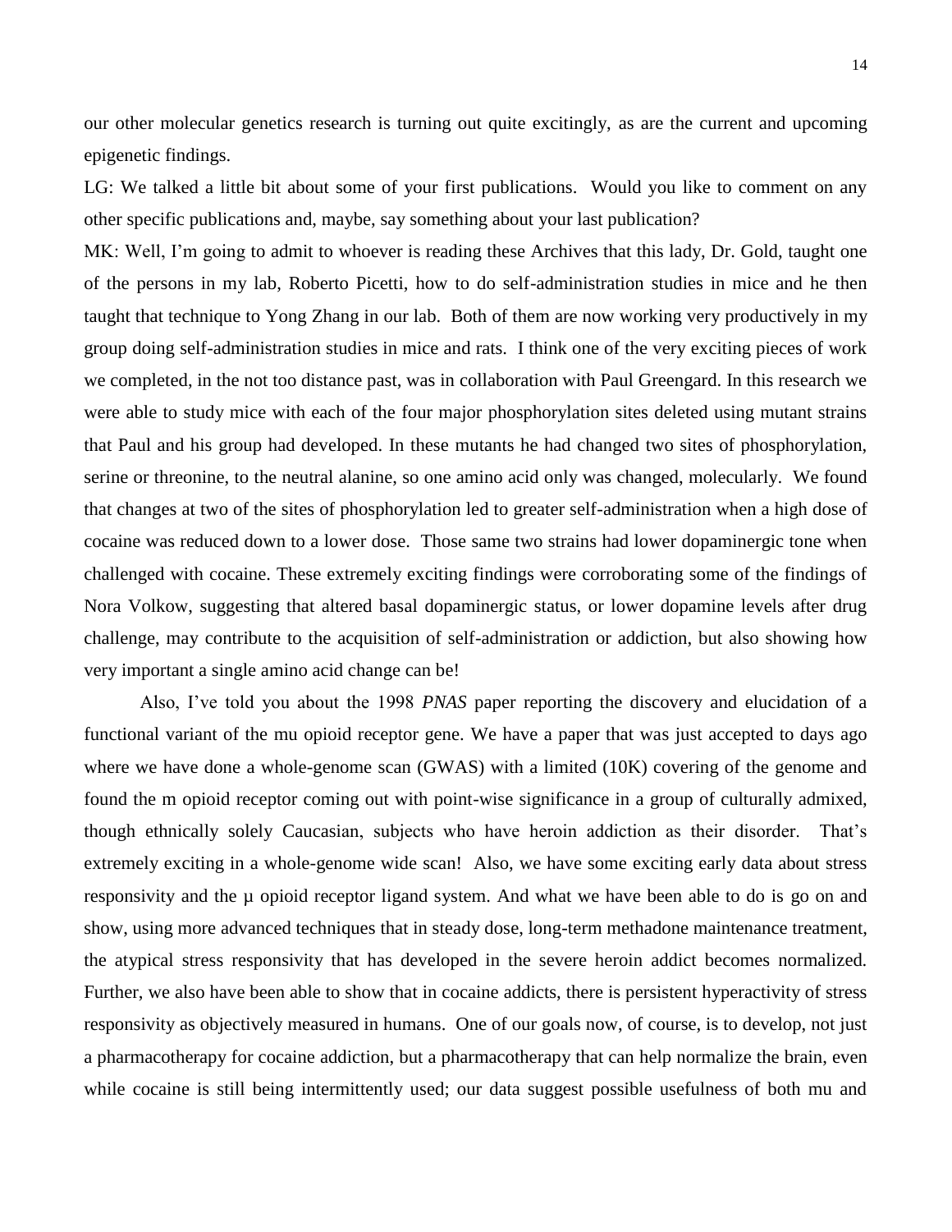our other molecular genetics research is turning out quite excitingly, as are the current and upcoming epigenetic findings.

LG: We talked a little bit about some of your first publications. Would you like to comment on any other specific publications and, maybe, say something about your last publication?

MK: Well, I'm going to admit to whoever is reading these Archives that this lady, Dr. Gold, taught one of the persons in my lab, Roberto Picetti, how to do self-administration studies in mice and he then taught that technique to Yong Zhang in our lab. Both of them are now working very productively in my group doing self-administration studies in mice and rats. I think one of the very exciting pieces of work we completed, in the not too distance past, was in collaboration with Paul Greengard. In this research we were able to study mice with each of the four major phosphorylation sites deleted using mutant strains that Paul and his group had developed. In these mutants he had changed two sites of phosphorylation, serine or threonine, to the neutral alanine, so one amino acid only was changed, molecularly. We found that changes at two of the sites of phosphorylation led to greater self-administration when a high dose of cocaine was reduced down to a lower dose. Those same two strains had lower dopaminergic tone when challenged with cocaine. These extremely exciting findings were corroborating some of the findings of Nora Volkow, suggesting that altered basal dopaminergic status, or lower dopamine levels after drug challenge, may contribute to the acquisition of self-administration or addiction, but also showing how very important a single amino acid change can be!

Also, I've told you about the 1998 *PNAS* paper reporting the discovery and elucidation of a functional variant of the mu opioid receptor gene. We have a paper that was just accepted to days ago where we have done a whole-genome scan (GWAS) with a limited (10K) covering of the genome and found the m opioid receptor coming out with point-wise significance in a group of culturally admixed, though ethnically solely Caucasian, subjects who have heroin addiction as their disorder. That's extremely exciting in a whole-genome wide scan! Also, we have some exciting early data about stress responsivity and the µ opioid receptor ligand system. And what we have been able to do is go on and show, using more advanced techniques that in steady dose, long-term methadone maintenance treatment, the atypical stress responsivity that has developed in the severe heroin addict becomes normalized. Further, we also have been able to show that in cocaine addicts, there is persistent hyperactivity of stress responsivity as objectively measured in humans. One of our goals now, of course, is to develop, not just a pharmacotherapy for cocaine addiction, but a pharmacotherapy that can help normalize the brain, even while cocaine is still being intermittently used; our data suggest possible usefulness of both mu and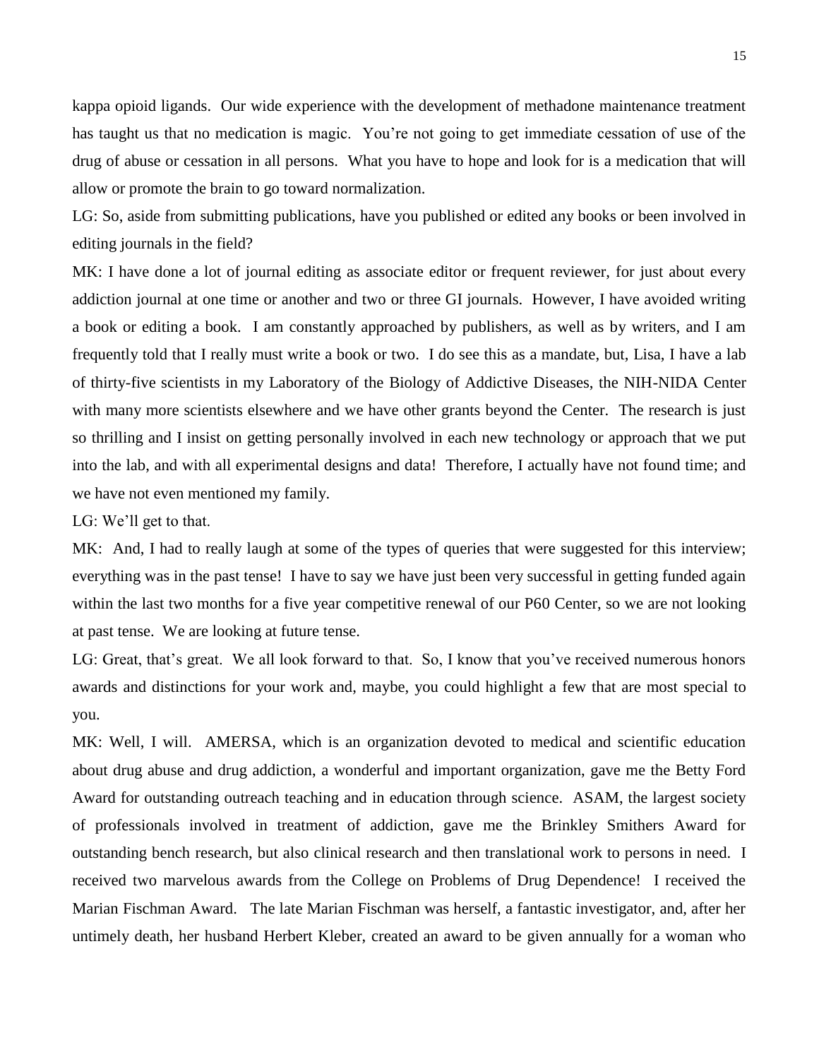kappa opioid ligands. Our wide experience with the development of methadone maintenance treatment has taught us that no medication is magic. You're not going to get immediate cessation of use of the drug of abuse or cessation in all persons. What you have to hope and look for is a medication that will allow or promote the brain to go toward normalization.

LG: So, aside from submitting publications, have you published or edited any books or been involved in editing journals in the field?

MK: I have done a lot of journal editing as associate editor or frequent reviewer, for just about every addiction journal at one time or another and two or three GI journals. However, I have avoided writing a book or editing a book. I am constantly approached by publishers, as well as by writers, and I am frequently told that I really must write a book or two. I do see this as a mandate, but, Lisa, I have a lab of thirty-five scientists in my Laboratory of the Biology of Addictive Diseases, the NIH-NIDA Center with many more scientists elsewhere and we have other grants beyond the Center. The research is just so thrilling and I insist on getting personally involved in each new technology or approach that we put into the lab, and with all experimental designs and data! Therefore, I actually have not found time; and we have not even mentioned my family.

LG: We'll get to that.

MK: And, I had to really laugh at some of the types of queries that were suggested for this interview; everything was in the past tense! I have to say we have just been very successful in getting funded again within the last two months for a five year competitive renewal of our P60 Center, so we are not looking at past tense. We are looking at future tense.

LG: Great, that's great. We all look forward to that. So, I know that you've received numerous honors awards and distinctions for your work and, maybe, you could highlight a few that are most special to you.

MK: Well, I will. AMERSA, which is an organization devoted to medical and scientific education about drug abuse and drug addiction, a wonderful and important organization, gave me the Betty Ford Award for outstanding outreach teaching and in education through science. ASAM, the largest society of professionals involved in treatment of addiction, gave me the Brinkley Smithers Award for outstanding bench research, but also clinical research and then translational work to persons in need. I received two marvelous awards from the College on Problems of Drug Dependence! I received the Marian Fischman Award. The late Marian Fischman was herself, a fantastic investigator, and, after her untimely death, her husband Herbert Kleber, created an award to be given annually for a woman who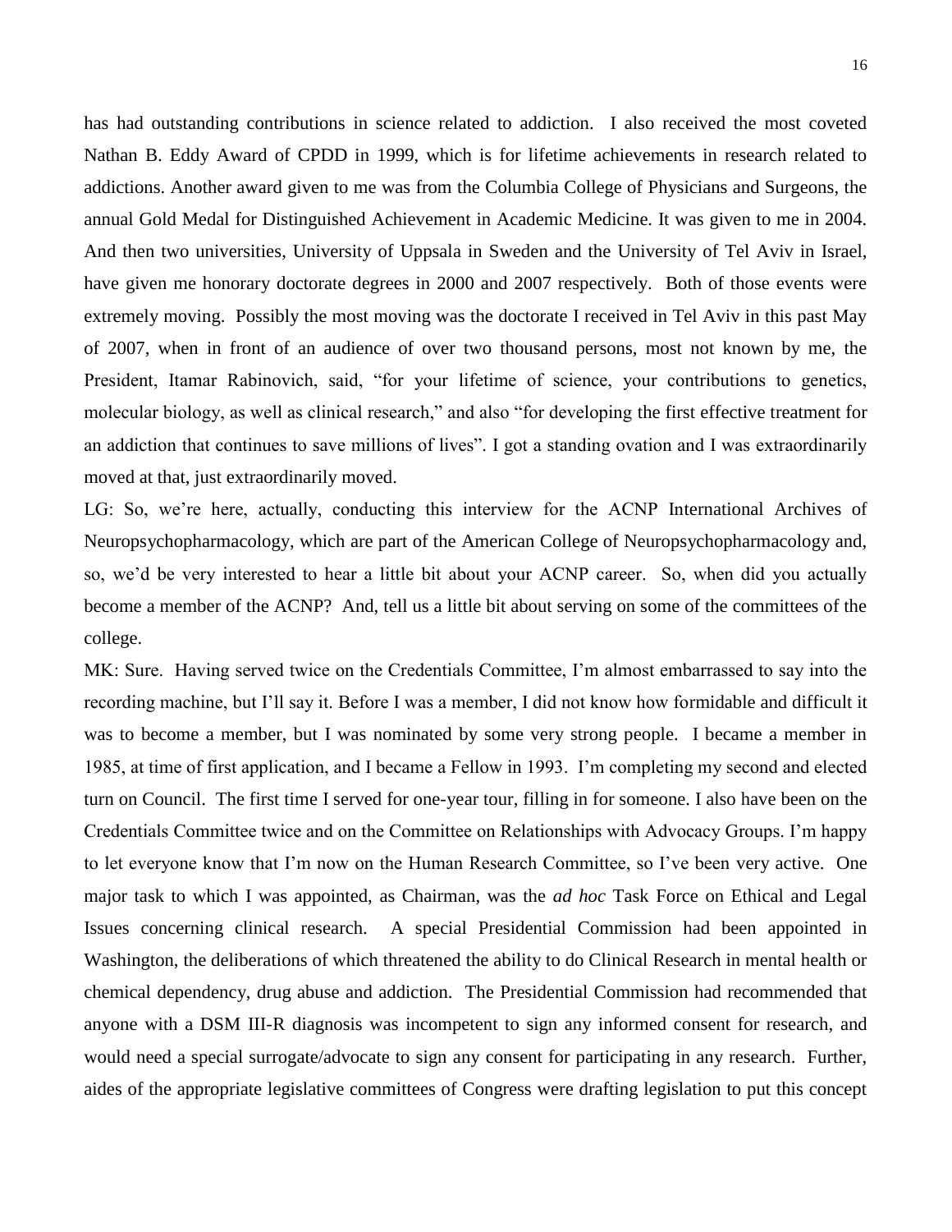has had outstanding contributions in science related to addiction. I also received the most coveted Nathan B. Eddy Award of CPDD in 1999, which is for lifetime achievements in research related to addictions. Another award given to me was from the Columbia College of Physicians and Surgeons, the annual Gold Medal for Distinguished Achievement in Academic Medicine. It was given to me in 2004. And then two universities, University of Uppsala in Sweden and the University of Tel Aviv in Israel, have given me honorary doctorate degrees in 2000 and 2007 respectively. Both of those events were extremely moving. Possibly the most moving was the doctorate I received in Tel Aviv in this past May of 2007, when in front of an audience of over two thousand persons, most not known by me, the President, Itamar Rabinovich, said, "for your lifetime of science, your contributions to genetics, molecular biology, as well as clinical research," and also "for developing the first effective treatment for an addiction that continues to save millions of lives". I got a standing ovation and I was extraordinarily moved at that, just extraordinarily moved.

LG: So, we're here, actually, conducting this interview for the ACNP International Archives of Neuropsychopharmacology, which are part of the American College of Neuropsychopharmacology and, so, we'd be very interested to hear a little bit about your ACNP career. So, when did you actually become a member of the ACNP? And, tell us a little bit about serving on some of the committees of the college.

MK: Sure. Having served twice on the Credentials Committee, I'm almost embarrassed to say into the recording machine, but I'll say it. Before I was a member, I did not know how formidable and difficult it was to become a member, but I was nominated by some very strong people. I became a member in 1985, at time of first application, and I became a Fellow in 1993. I'm completing my second and elected turn on Council. The first time I served for one-year tour, filling in for someone. I also have been on the Credentials Committee twice and on the Committee on Relationships with Advocacy Groups. I'm happy to let everyone know that I'm now on the Human Research Committee, so I've been very active. One major task to which I was appointed, as Chairman, was the *ad hoc* Task Force on Ethical and Legal Issues concerning clinical research. A special Presidential Commission had been appointed in Washington, the deliberations of which threatened the ability to do Clinical Research in mental health or chemical dependency, drug abuse and addiction. The Presidential Commission had recommended that anyone with a DSM III-R diagnosis was incompetent to sign any informed consent for research, and would need a special surrogate/advocate to sign any consent for participating in any research. Further, aides of the appropriate legislative committees of Congress were drafting legislation to put this concept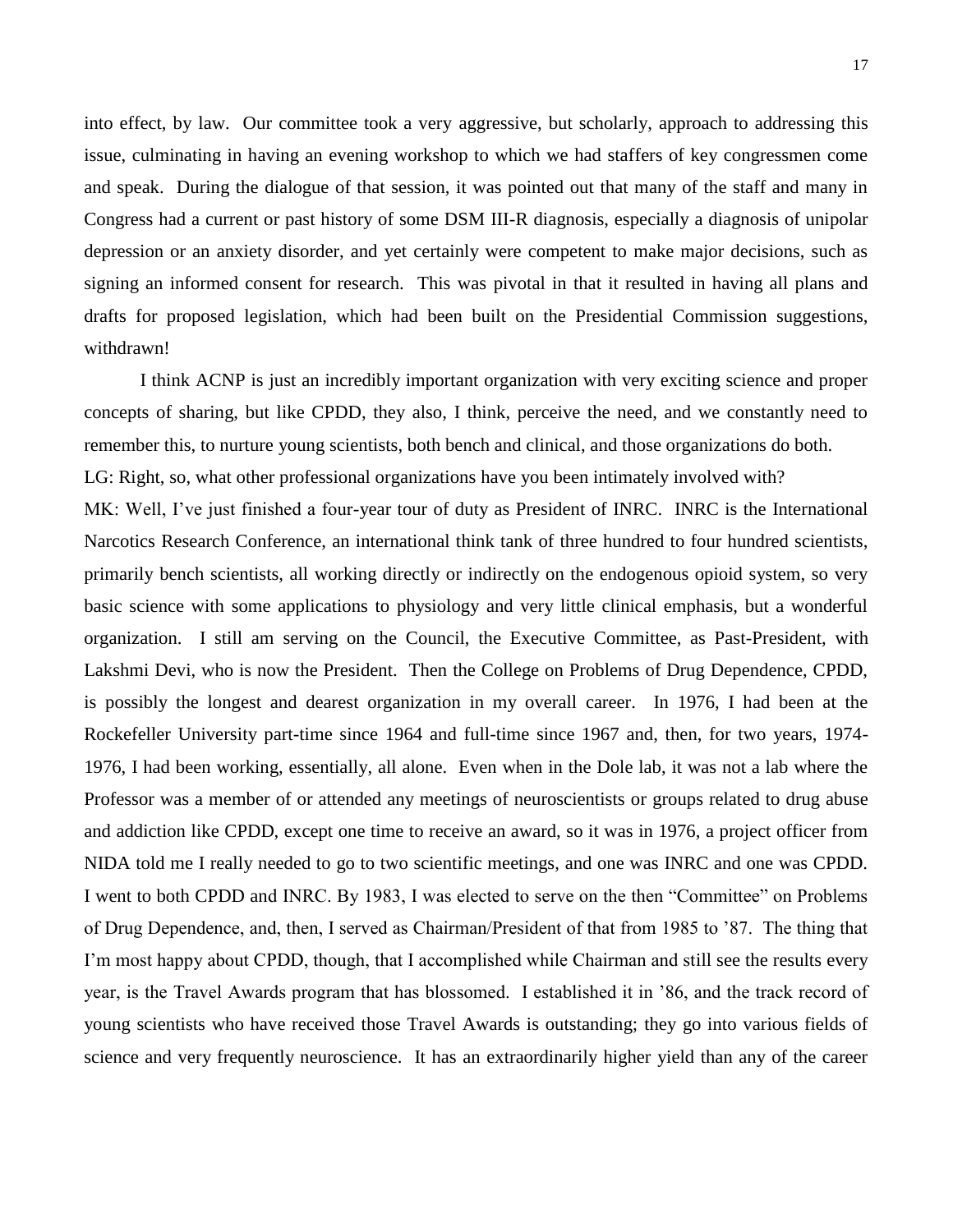into effect, by law. Our committee took a very aggressive, but scholarly, approach to addressing this issue, culminating in having an evening workshop to which we had staffers of key congressmen come and speak. During the dialogue of that session, it was pointed out that many of the staff and many in Congress had a current or past history of some DSM III-R diagnosis, especially a diagnosis of unipolar depression or an anxiety disorder, and yet certainly were competent to make major decisions, such as signing an informed consent for research. This was pivotal in that it resulted in having all plans and drafts for proposed legislation, which had been built on the Presidential Commission suggestions, withdrawn!

I think ACNP is just an incredibly important organization with very exciting science and proper concepts of sharing, but like CPDD, they also, I think, perceive the need, and we constantly need to remember this, to nurture young scientists, both bench and clinical, and those organizations do both.

LG: Right, so, what other professional organizations have you been intimately involved with?

MK: Well, I've just finished a four-year tour of duty as President of INRC. INRC is the International Narcotics Research Conference, an international think tank of three hundred to four hundred scientists, primarily bench scientists, all working directly or indirectly on the endogenous opioid system, so very basic science with some applications to physiology and very little clinical emphasis, but a wonderful organization. I still am serving on the Council, the Executive Committee, as Past-President, with Lakshmi Devi, who is now the President. Then the College on Problems of Drug Dependence, CPDD, is possibly the longest and dearest organization in my overall career. In 1976, I had been at the Rockefeller University part-time since 1964 and full-time since 1967 and, then, for two years, 1974-1976, I had been working, essentially, all alone. Even when in the Dole lab, it was not a lab where the Professor was a member of or attended any meetings of neuroscientists or groups related to drug abuse and addiction like CPDD, except one time to receive an award, so it was in 1976, a project officer from NIDA told me I really needed to go to two scientific meetings, and one was INRC and one was CPDD. I went to both CPDD and INRC. By 1983, I was elected to serve on the then "Committee" on Problems of Drug Dependence, and, then, I served as Chairman/President of that from 1985 to '87. The thing that I'm most happy about CPDD, though, that I accomplished while Chairman and still see the results every year, is the Travel Awards program that has blossomed. I established it in '86, and the track record of young scientists who have received those Travel Awards is outstanding; they go into various fields of science and very frequently neuroscience. It has an extraordinarily higher yield than any of the career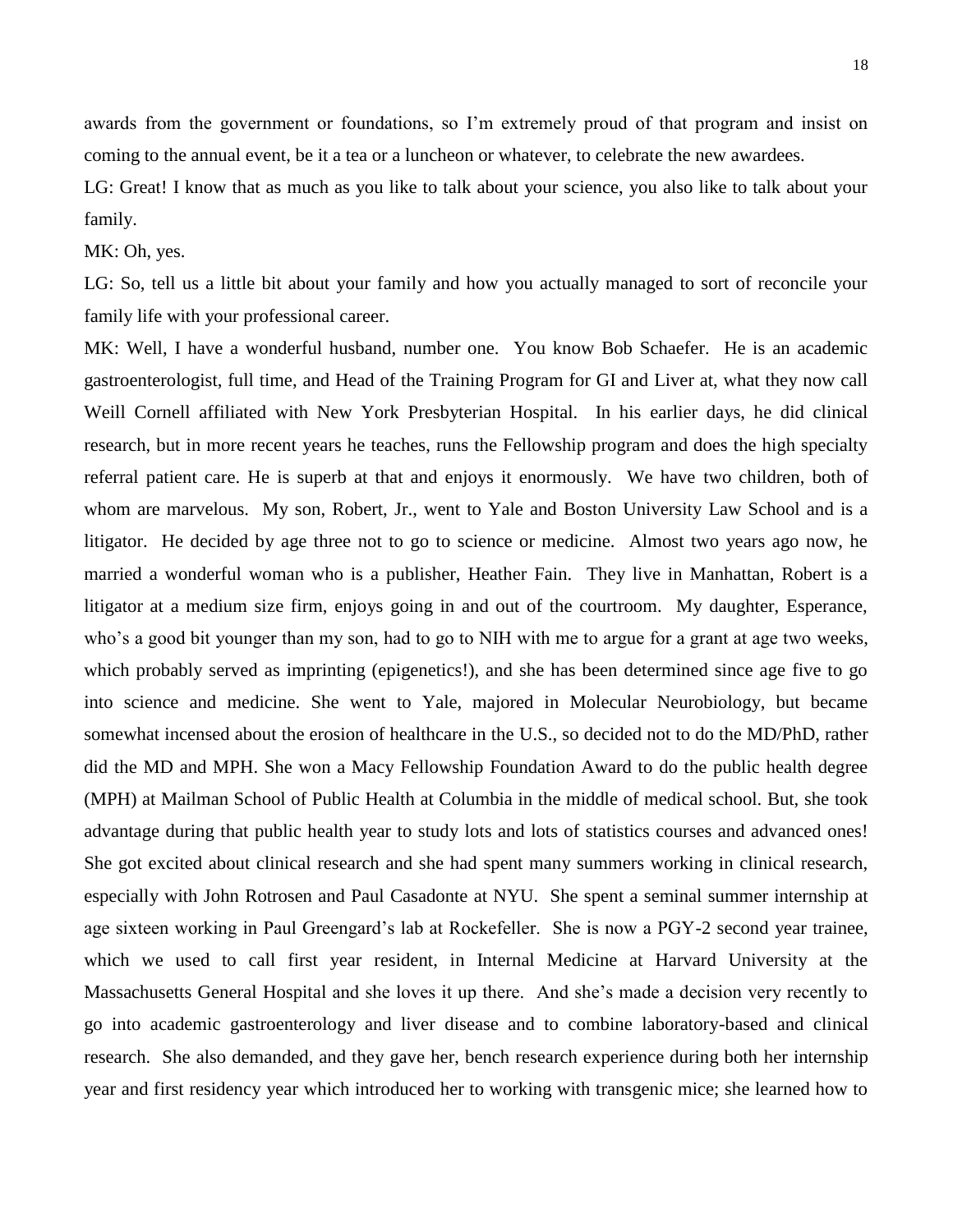awards from the government or foundations, so I'm extremely proud of that program and insist on coming to the annual event, be it a tea or a luncheon or whatever, to celebrate the new awardees.

LG: Great! I know that as much as you like to talk about your science, you also like to talk about your family.

MK: Oh, yes.

LG: So, tell us a little bit about your family and how you actually managed to sort of reconcile your family life with your professional career.

MK: Well, I have a wonderful husband, number one. You know Bob Schaefer. He is an academic gastroenterologist, full time, and Head of the Training Program for GI and Liver at, what they now call Weill Cornell affiliated with New York Presbyterian Hospital. In his earlier days, he did clinical research, but in more recent years he teaches, runs the Fellowship program and does the high specialty referral patient care. He is superb at that and enjoys it enormously. We have two children, both of whom are marvelous. My son, Robert, Jr., went to Yale and Boston University Law School and is a litigator. He decided by age three not to go to science or medicine. Almost two years ago now, he married a wonderful woman who is a publisher, Heather Fain. They live in Manhattan, Robert is a litigator at a medium size firm, enjoys going in and out of the courtroom. My daughter, Esperance, who's a good bit younger than my son, had to go to NIH with me to argue for a grant at age two weeks, which probably served as imprinting (epigenetics!), and she has been determined since age five to go into science and medicine. She went to Yale, majored in Molecular Neurobiology, but became somewhat incensed about the erosion of healthcare in the U.S., so decided not to do the MD/PhD, rather did the MD and MPH. She won a Macy Fellowship Foundation Award to do the public health degree (MPH) at Mailman School of Public Health at Columbia in the middle of medical school. But, she took advantage during that public health year to study lots and lots of statistics courses and advanced ones! She got excited about clinical research and she had spent many summers working in clinical research, especially with John Rotrosen and Paul Casadonte at NYU. She spent a seminal summer internship at age sixteen working in Paul Greengard's lab at Rockefeller. She is now a PGY-2 second year trainee, which we used to call first year resident, in Internal Medicine at Harvard University at the Massachusetts General Hospital and she loves it up there. And she's made a decision very recently to go into academic gastroenterology and liver disease and to combine laboratory-based and clinical research. She also demanded, and they gave her, bench research experience during both her internship year and first residency year which introduced her to working with transgenic mice; she learned how to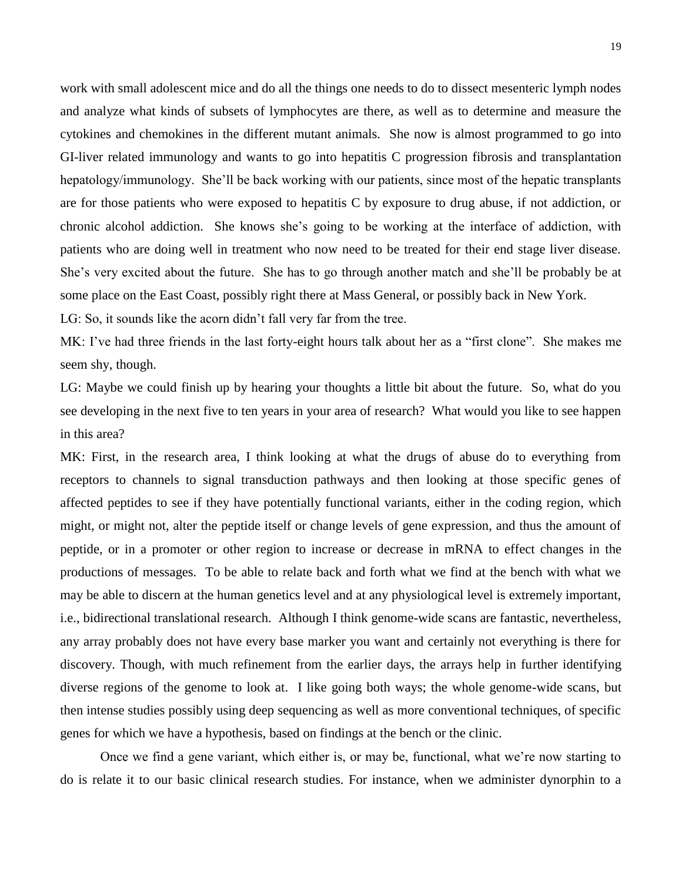work with small adolescent mice and do all the things one needs to do to dissect mesenteric lymph nodes and analyze what kinds of subsets of lymphocytes are there, as well as to determine and measure the cytokines and chemokines in the different mutant animals. She now is almost programmed to go into GI-liver related immunology and wants to go into hepatitis C progression fibrosis and transplantation hepatology/immunology. She'll be back working with our patients, since most of the hepatic transplants are for those patients who were exposed to hepatitis C by exposure to drug abuse, if not addiction, or chronic alcohol addiction. She knows she's going to be working at the interface of addiction, with patients who are doing well in treatment who now need to be treated for their end stage liver disease. She's very excited about the future. She has to go through another match and she'll be probably be at some place on the East Coast, possibly right there at Mass General, or possibly back in New York.

LG: So, it sounds like the acorn didn't fall very far from the tree.

MK: I've had three friends in the last forty-eight hours talk about her as a "first clone". She makes me seem shy, though.

LG: Maybe we could finish up by hearing your thoughts a little bit about the future. So, what do you see developing in the next five to ten years in your area of research? What would you like to see happen in this area?

MK: First, in the research area, I think looking at what the drugs of abuse do to everything from receptors to channels to signal transduction pathways and then looking at those specific genes of affected peptides to see if they have potentially functional variants, either in the coding region, which might, or might not, alter the peptide itself or change levels of gene expression, and thus the amount of peptide, or in a promoter or other region to increase or decrease in mRNA to effect changes in the productions of messages. To be able to relate back and forth what we find at the bench with what we may be able to discern at the human genetics level and at any physiological level is extremely important, i.e., bidirectional translational research. Although I think genome-wide scans are fantastic, nevertheless, any array probably does not have every base marker you want and certainly not everything is there for discovery. Though, with much refinement from the earlier days, the arrays help in further identifying diverse regions of the genome to look at. I like going both ways; the whole genome-wide scans, but then intense studies possibly using deep sequencing as well as more conventional techniques, of specific genes for which we have a hypothesis, based on findings at the bench or the clinic.

Once we find a gene variant, which either is, or may be, functional, what we're now starting to do is relate it to our basic clinical research studies. For instance, when we administer dynorphin to a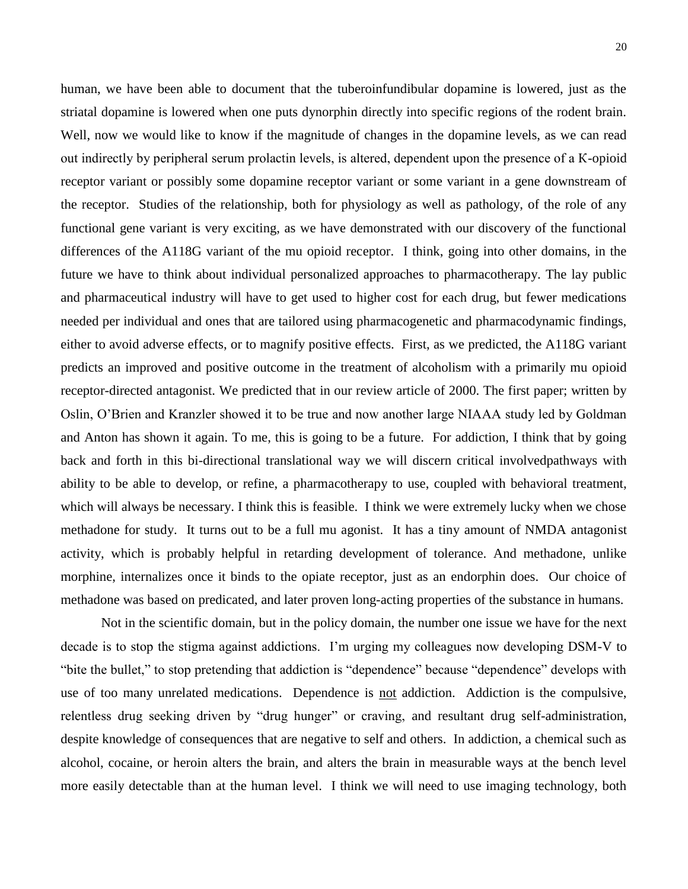human, we have been able to document that the tuberoinfundibular dopamine is lowered, just as the striatal dopamine is lowered when one puts dynorphin directly into specific regions of the rodent brain. Well, now we would like to know if the magnitude of changes in the dopamine levels, as we can read out indirectly by peripheral serum prolactin levels, is altered, dependent upon the presence of a K-opioid receptor variant or possibly some dopamine receptor variant or some variant in a gene downstream of the receptor. Studies of the relationship, both for physiology as well as pathology, of the role of any functional gene variant is very exciting, as we have demonstrated with our discovery of the functional differences of the A118G variant of the mu opioid receptor. I think, going into other domains, in the future we have to think about individual personalized approaches to pharmacotherapy. The lay public and pharmaceutical industry will have to get used to higher cost for each drug, but fewer medications needed per individual and ones that are tailored using pharmacogenetic and pharmacodynamic findings, either to avoid adverse effects, or to magnify positive effects. First, as we predicted, the A118G variant predicts an improved and positive outcome in the treatment of alcoholism with a primarily mu opioid receptor-directed antagonist. We predicted that in our review article of 2000. The first paper; written by Oslin, O'Brien and Kranzler showed it to be true and now another large NIAAA study led by Goldman and Anton has shown it again. To me, this is going to be a future. For addiction, I think that by going back and forth in this bi-directional translational way we will discern critical involvedpathways with ability to be able to develop, or refine, a pharmacotherapy to use, coupled with behavioral treatment, which will always be necessary. I think this is feasible. I think we were extremely lucky when we chose methadone for study. It turns out to be a full mu agonist. It has a tiny amount of NMDA antagonist activity, which is probably helpful in retarding development of tolerance. And methadone, unlike morphine, internalizes once it binds to the opiate receptor, just as an endorphin does. Our choice of methadone was based on predicated, and later proven long-acting properties of the substance in humans.

Not in the scientific domain, but in the policy domain, the number one issue we have for the next decade is to stop the stigma against addictions. I'm urging my colleagues now developing DSM-V to "bite the bullet," to stop pretending that addiction is "dependence" because "dependence" develops with use of too many unrelated medications. Dependence is <u>not</u> addiction. Addiction is the compulsive, relentless drug seeking driven by "drug hunger" or craving, and resultant drug self-administration, despite knowledge of consequences that are negative to self and others. In addiction, a chemical such as alcohol, cocaine, or heroin alters the brain, and alters the brain in measurable ways at the bench level more easily detectable than at the human level. I think we will need to use imaging technology, both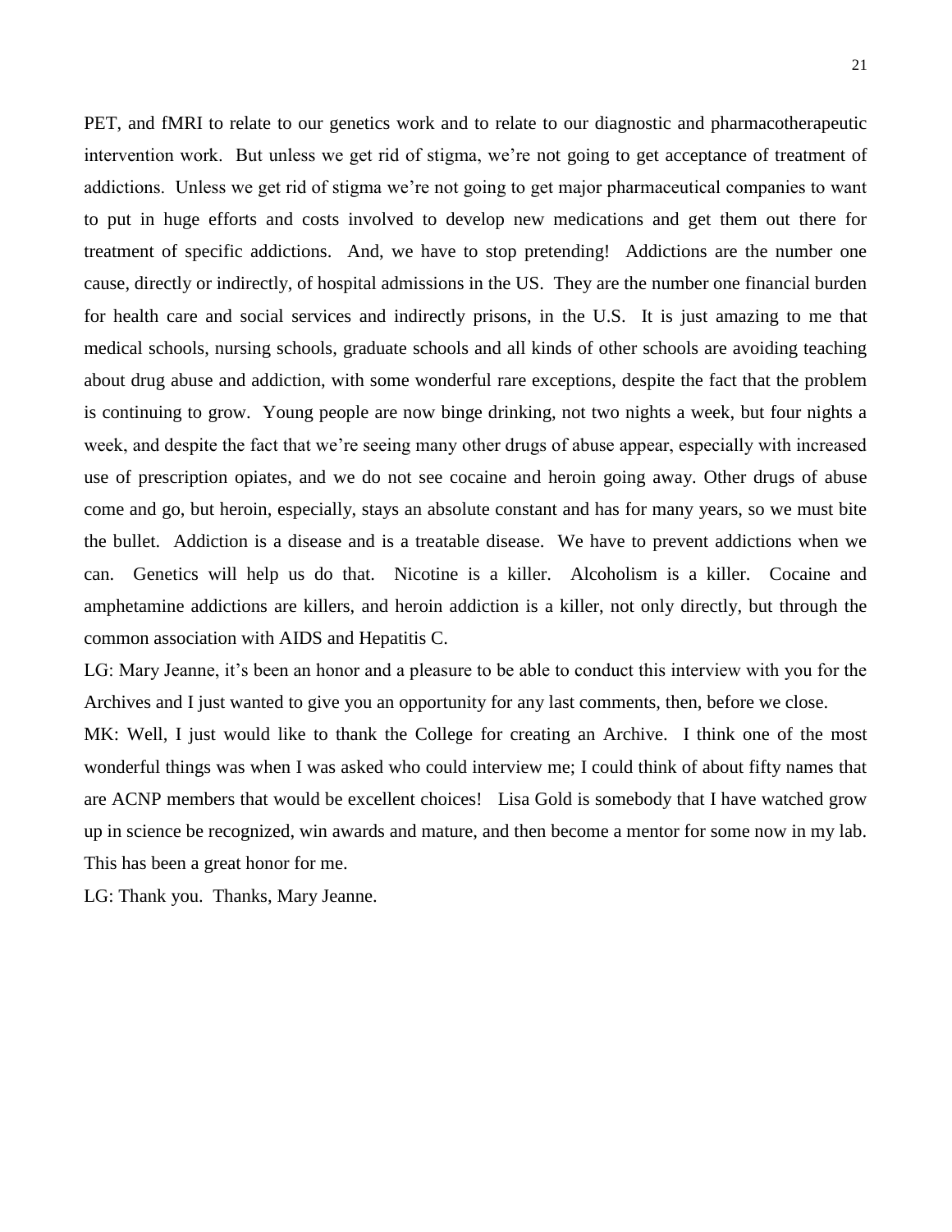PET, and fMRI to relate to our genetics work and to relate to our diagnostic and pharmacotherapeutic intervention work. But unless we get rid of stigma, we're not going to get acceptance of treatment of addictions. Unless we get rid of stigma we're not going to get major pharmaceutical companies to want to put in huge efforts and costs involved to develop new medications and get them out there for treatment of specific addictions. And, we have to stop pretending! Addictions are the number one cause, directly or indirectly, of hospital admissions in the US. They are the number one financial burden for health care and social services and indirectly prisons, in the U.S. It is just amazing to me that medical schools, nursing schools, graduate schools and all kinds of other schools are avoiding teaching about drug abuse and addiction, with some wonderful rare exceptions, despite the fact that the problem is continuing to grow. Young people are now binge drinking, not two nights a week, but four nights a week, and despite the fact that we're seeing many other drugs of abuse appear, especially with increased use of prescription opiates, and we do not see cocaine and heroin going away. Other drugs of abuse come and go, but heroin, especially, stays an absolute constant and has for many years, so we must bite the bullet. Addiction is a disease and is a treatable disease. We have to prevent addictions when we can. Genetics will help us do that. Nicotine is a killer. Alcoholism is a killer. Cocaine and amphetamine addictions are killers, and heroin addiction is a killer, not only directly, but through the common association with AIDS and Hepatitis C.

LG: Mary Jeanne, it's been an honor and a pleasure to be able to conduct this interview with you for the Archives and I just wanted to give you an opportunity for any last comments, then, before we close.

MK: Well, I just would like to thank the College for creating an Archive. I think one of the most wonderful things was when I was asked who could interview me; I could think of about fifty names that are ACNP members that would be excellent choices! Lisa Gold is somebody that I have watched grow up in science be recognized, win awards and mature, and then become a mentor for some now in my lab. This has been a great honor for me.

LG: Thank you. Thanks, Mary Jeanne.